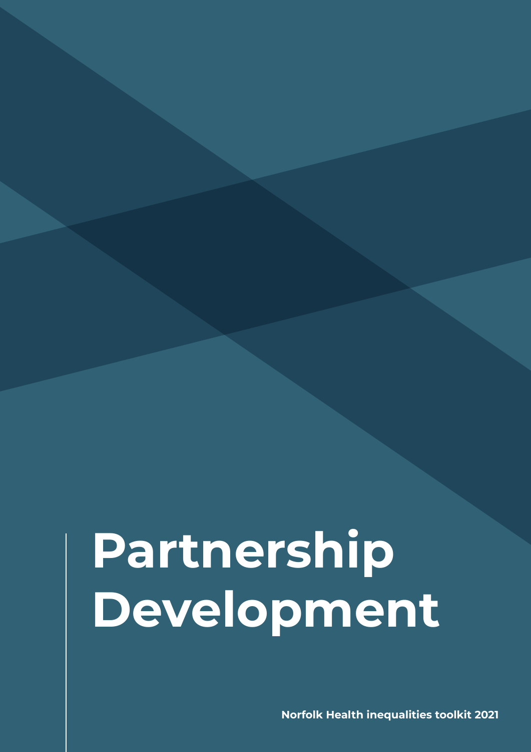# Partnership Development

**Norfolk Health inequalities toolkit 2021**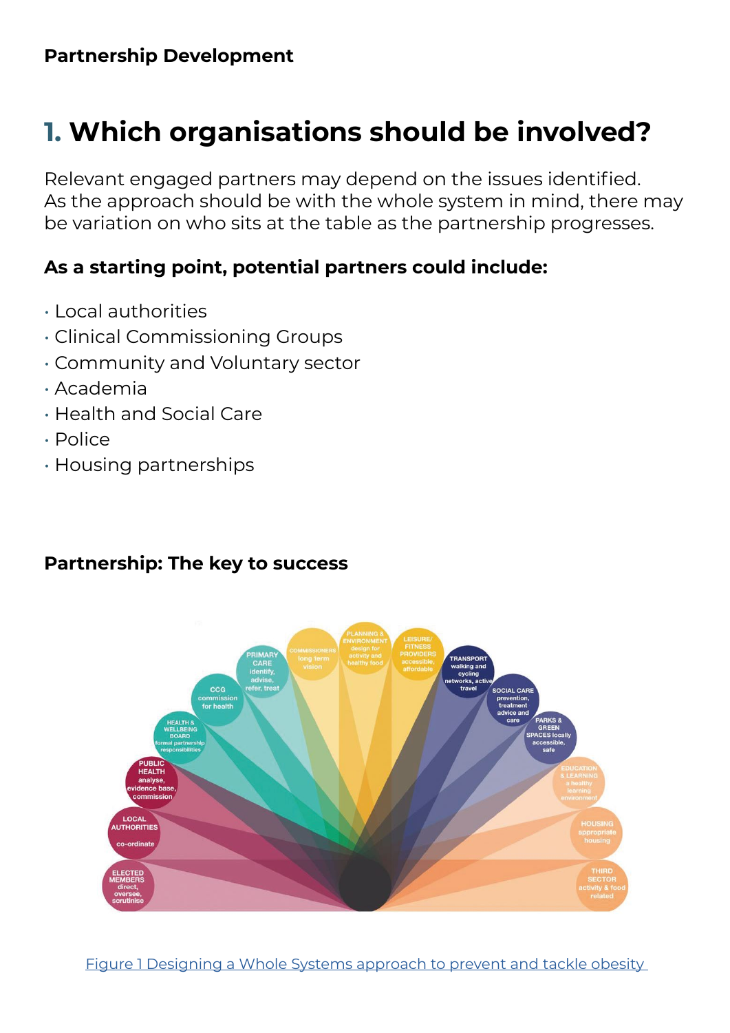**Partnership Development**

# 1. Which organisations should be involved?

Relevant engaged partners may depend on the issues identified. As the approach should be with the whole system in mind, there may be variation on who sits at the table as the partnership progresses.

### As a starting point, potential partners could include:

- Local authorities
- Clinical Commissioning Groups
- Community and Voluntary sector
- Academia
- Health and Social Care
- Police
- Housing partnerships

### Partnership: The key to success

ELECTED MEMBERS direct, oversee, scrutinise
LOCAL AUTHORITIES co-ordinate
PUBLIC HEALTH analyse, evidence base, commission
HEALTH & WELLBEING BOARD formal partnership responsibilities
CCG commission for health
PRIMARY CARE identify, advise, refer, treat
COMMISSIONERS long term vision
PLANNING & ENVIRONMENT design for activity and healthy food
LEISURE/ FITNESS PROVIDERS accessible, affordable
TRANSPORT walking and cycling networks, active travel
SOCIAL CARE prevention, treatment advice and care
PARKS & GREEN SPACES locally accessible, safe
EDUCATION & LEARNING a healthy learning environment
HOUSING appropriate housing
THIRD SECTOR activity & food related

[Figure 1 Designing a Whole Systems approach to prevent and tackle obesity]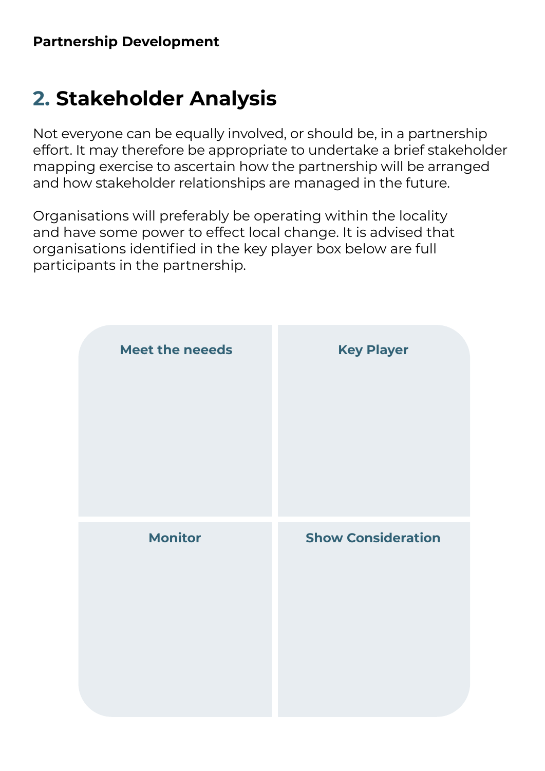**Partnership Development**

## 2. Stakeholder Analysis

Not everyone can be equally involved, or should be, in a partnership effort. It may therefore be appropriate to undertake a brief stakeholder mapping exercise to ascertain how the partnership will be arranged and how stakeholder relationships are managed in the future.

Organisations will preferably be operating within the locality and have some power to effect local change. It is advised that organisations identified in the key player box below are full participants in the partnership.

| Meet the neeeds | Key Player |
| --- | --- |
| | |
| **Monitor** | **Show Consideration** |
| | |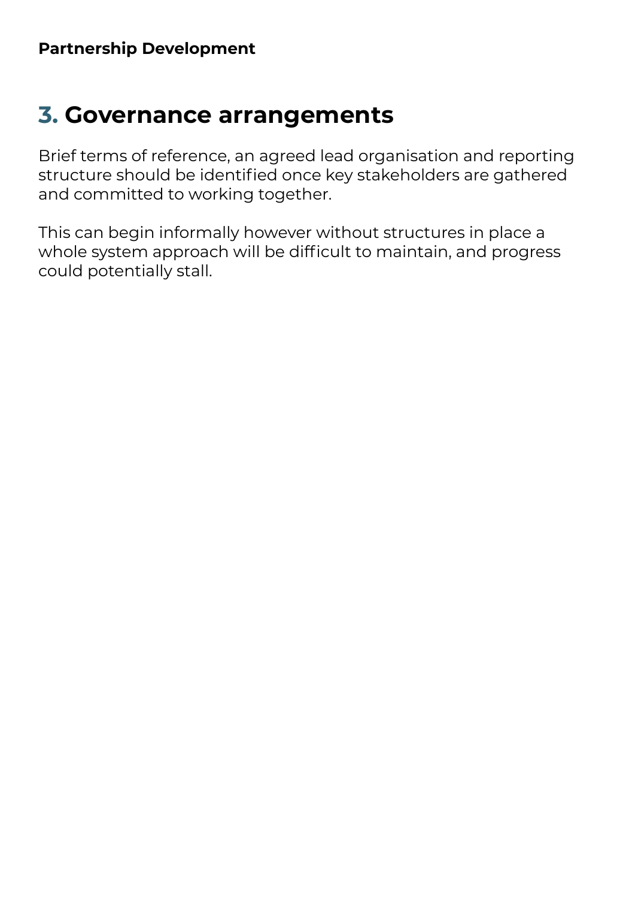## 3. Governance arrangements

Brief terms of reference, an agreed lead organisation and reporting structure should be identified once key stakeholders are gathered and committed to working together.

This can begin informally however without structures in place a whole system approach will be difficult to maintain, and progress could potentially stall.